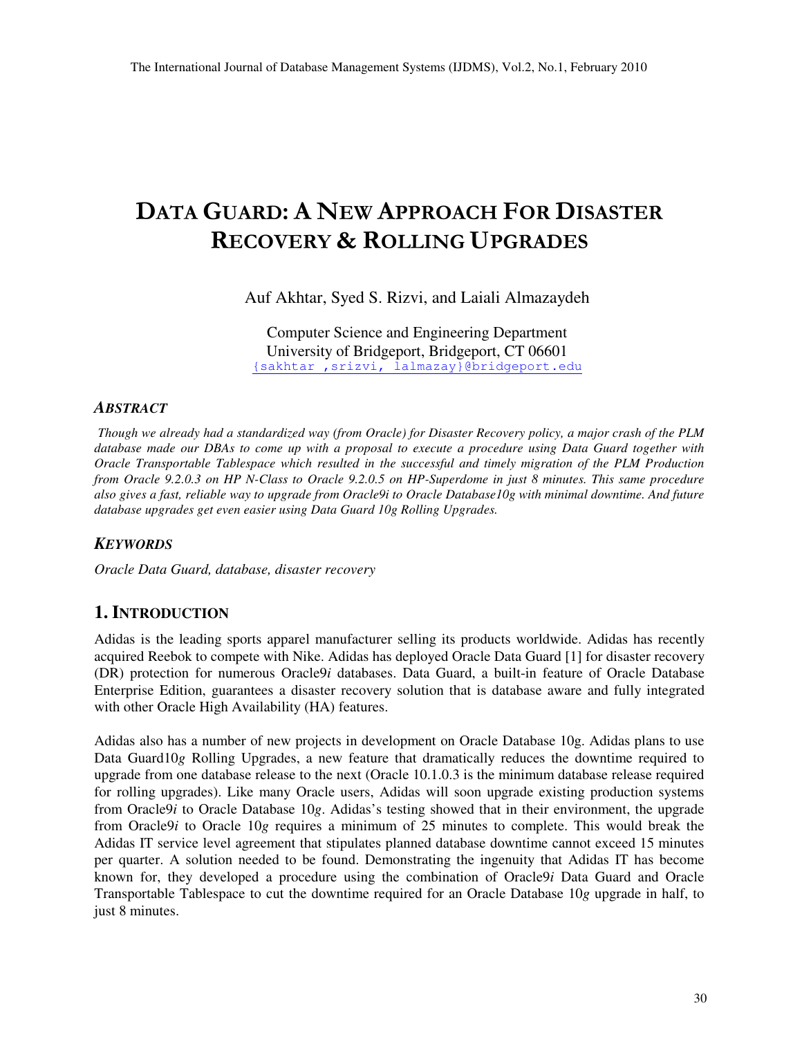# DATA GUARD: A NEW APPROACH FOR DISASTER RECOVERY & ROLLING UPGRADES

Auf Akhtar, Syed S. Rizvi, and Laiali Almazaydeh

Computer Science and Engineering Department
University of Bridgeport, Bridgeport, CT 06601
{sakhtar ,srizvi, lalmazay}@bridgeport.edu

### *ABSTRACT*

*Though we already had a standardized way (from Oracle) for Disaster Recovery policy, a major crash of the PLM database made our DBAs to come up with a proposal to execute a procedure using Data Guard together with Oracle Transportable Tablespace which resulted in the successful and timely migration of the PLM Production from Oracle 9.2.0.3 on HP N-Class to Oracle 9.2.0.5 on HP-Superdome in just 8 minutes. This same procedure also gives a fast, reliable way to upgrade from Oracle9i to Oracle Database10g with minimal downtime. And future database upgrades get even easier using Data Guard 10g Rolling Upgrades.*

### *KEYWORDS*

*Oracle Data Guard, database, disaster recovery*

## 1. INTRODUCTION

Adidas is the leading sports apparel manufacturer selling its products worldwide. Adidas has recently acquired Reebok to compete with Nike. Adidas has deployed Oracle Data Guard [1] for disaster recovery (DR) protection for numerous Oracle9*i* databases. Data Guard, a built-in feature of Oracle Database Enterprise Edition, guarantees a disaster recovery solution that is database aware and fully integrated with other Oracle High Availability (HA) features.

Adidas also has a number of new projects in development on Oracle Database 10g. Adidas plans to use Data Guard10*g* Rolling Upgrades, a new feature that dramatically reduces the downtime required to upgrade from one database release to the next (Oracle 10.1.0.3 is the minimum database release required for rolling upgrades). Like many Oracle users, Adidas will soon upgrade existing production systems from Oracle9*i* to Oracle Database 10*g*. Adidas's testing showed that in their environment, the upgrade from Oracle9*i* to Oracle 10*g* requires a minimum of 25 minutes to complete. This would break the Adidas IT service level agreement that stipulates planned database downtime cannot exceed 15 minutes per quarter. A solution needed to be found. Demonstrating the ingenuity that Adidas IT has become known for, they developed a procedure using the combination of Oracle9*i* Data Guard and Oracle Transportable Tablespace to cut the downtime required for an Oracle Database 10*g* upgrade in half, to just 8 minutes.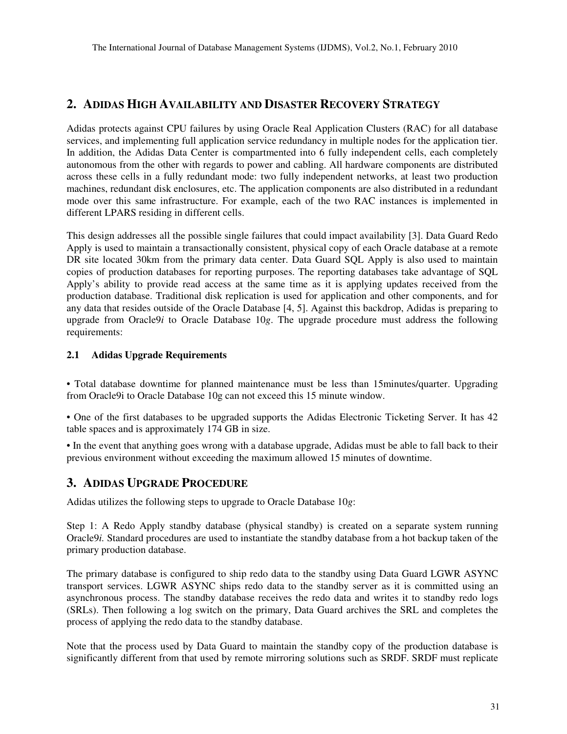## 2. ADIDAS HIGH AVAILABILITY AND DISASTER RECOVERY STRATEGY

Adidas protects against CPU failures by using Oracle Real Application Clusters (RAC) for all database services, and implementing full application service redundancy in multiple nodes for the application tier. In addition, the Adidas Data Center is compartmented into 6 fully independent cells, each completely autonomous from the other with regards to power and cabling. All hardware components are distributed across these cells in a fully redundant mode: two fully independent networks, at least two production machines, redundant disk enclosures, etc. The application components are also distributed in a redundant mode over this same infrastructure. For example, each of the two RAC instances is implemented in different LPARS residing in different cells.

This design addresses all the possible single failures that could impact availability [3]. Data Guard Redo Apply is used to maintain a transactionally consistent, physical copy of each Oracle database at a remote DR site located 30km from the primary data center. Data Guard SQL Apply is also used to maintain copies of production databases for reporting purposes. The reporting databases take advantage of SQL Apply's ability to provide read access at the same time as it is applying updates received from the production database. Traditional disk replication is used for application and other components, and for any data that resides outside of the Oracle Database [4, 5]. Against this backdrop, Adidas is preparing to upgrade from Oracle9*i* to Oracle Database 10*g*. The upgrade procedure must address the following requirements:

### 2.1 Adidas Upgrade Requirements

• Total database downtime for planned maintenance must be less than 15minutes/quarter. Upgrading from Oracle9i to Oracle Database 10g can not exceed this 15 minute window.

• One of the first databases to be upgraded supports the Adidas Electronic Ticketing Server. It has 42 table spaces and is approximately 174 GB in size.

• In the event that anything goes wrong with a database upgrade, Adidas must be able to fall back to their previous environment without exceeding the maximum allowed 15 minutes of downtime.

## 3. ADIDAS UPGRADE PROCEDURE

Adidas utilizes the following steps to upgrade to Oracle Database 10*g*:

Step 1: A Redo Apply standby database (physical standby) is created on a separate system running Oracle9*i*. Standard procedures are used to instantiate the standby database from a hot backup taken of the primary production database.

The primary database is configured to ship redo data to the standby using Data Guard LGWR ASYNC transport services. LGWR ASYNC ships redo data to the standby server as it is committed using an asynchronous process. The standby database receives the redo data and writes it to standby redo logs (SRLs). Then following a log switch on the primary, Data Guard archives the SRL and completes the process of applying the redo data to the standby database.

Note that the process used by Data Guard to maintain the standby copy of the production database is significantly different from that used by remote mirroring solutions such as SRDF. SRDF must replicate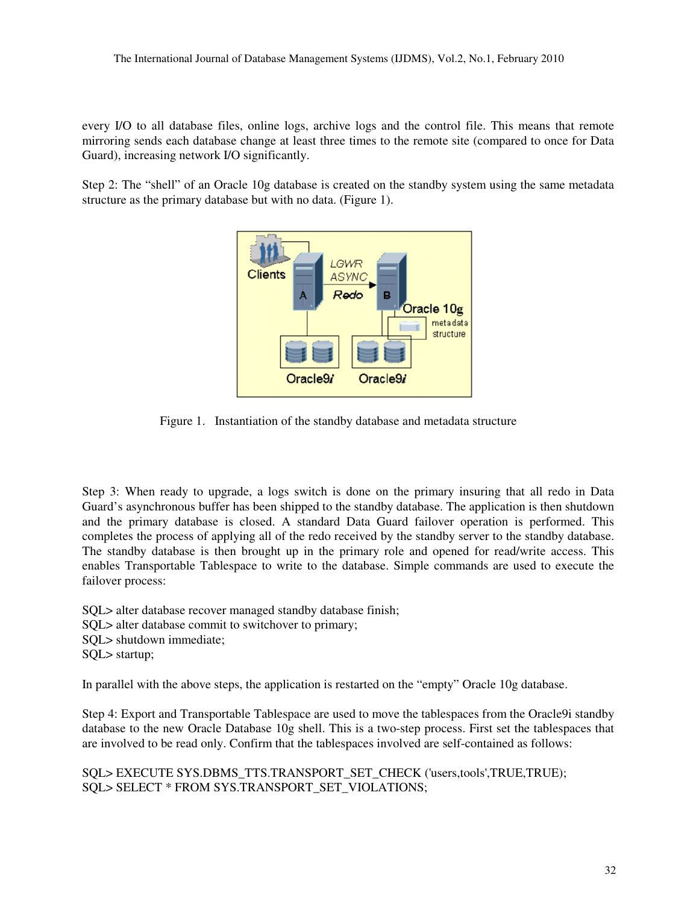every I/O to all database files, online logs, archive logs and the control file. This means that remote mirroring sends each database change at least three times to the remote site (compared to once for Data Guard), increasing network I/O significantly.

Step 2: The "shell" of an Oracle 10g database is created on the standby system using the same metadata structure as the primary database but with no data. (Figure 1).

Figure 1. Instantiation of the standby database and metadata structure

Step 3: When ready to upgrade, a logs switch is done on the primary insuring that all redo in Data Guard's asynchronous buffer has been shipped to the standby database. The application is then shutdown and the primary database is closed. A standard Data Guard failover operation is performed. This completes the process of applying all of the redo received by the standby server to the standby database. The standby database is then brought up in the primary role and opened for read/write access. This enables Transportable Tablespace to write to the database. Simple commands are used to execute the failover process:

```
SQL> alter database recover managed standby database finish;
SQL> alter database commit to switchover to primary;
SQL> shutdown immediate;
SQL> startup;
```

In parallel with the above steps, the application is restarted on the "empty" Oracle 10g database.

Step 4: Export and Transportable Tablespace are used to move the tablespaces from the Oracle9i standby database to the new Oracle Database 10g shell. This is a two-step process. First set the tablespaces that are involved to be read only. Confirm that the tablespaces involved are self-contained as follows:

```
SQL> EXECUTE SYS.DBMS_TTS.TRANSPORT_SET_CHECK ('users,tools',TRUE,TRUE);
SQL> SELECT * FROM SYS.TRANSPORT_SET_VIOLATIONS;
```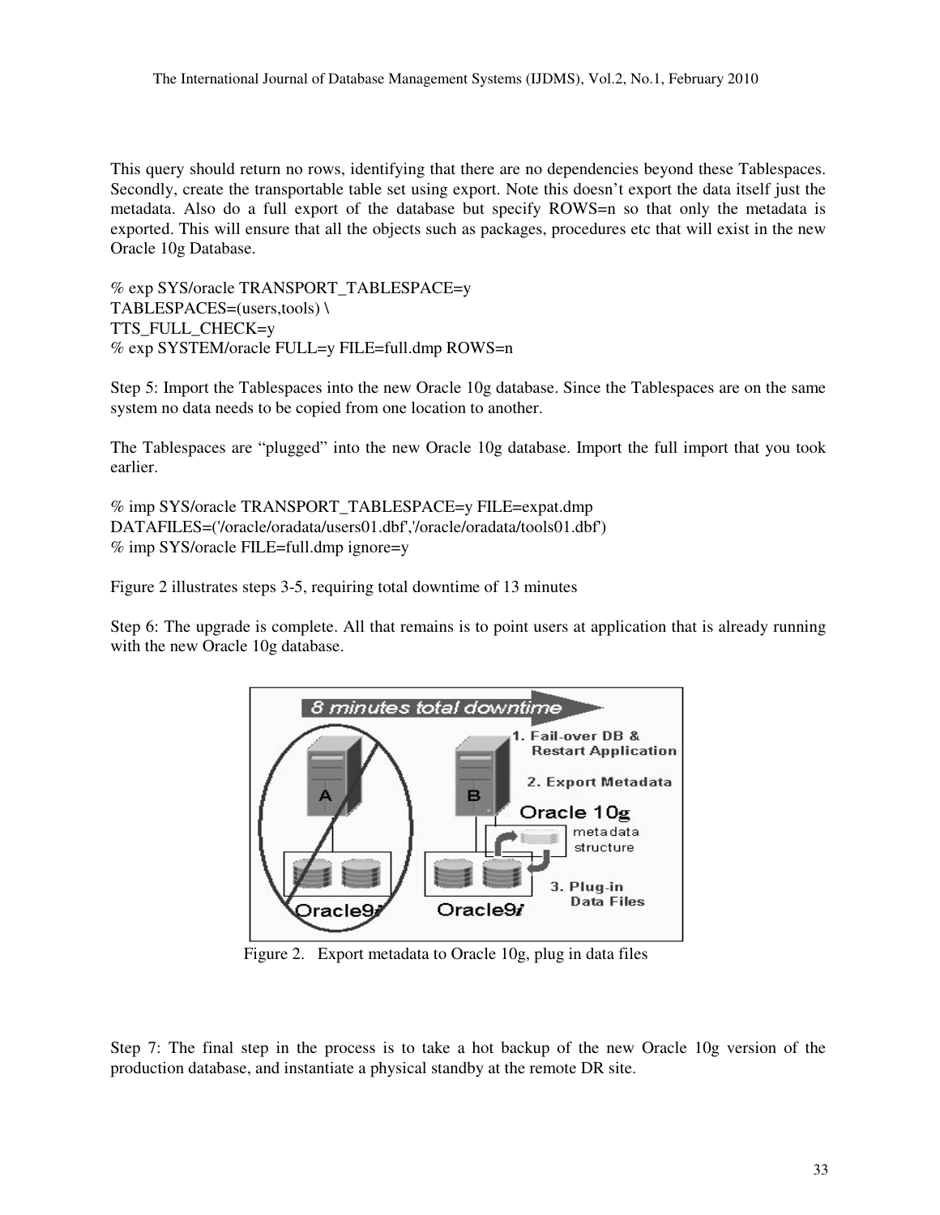This query should return no rows, identifying that there are no dependencies beyond these Tablespaces. Secondly, create the transportable table set using export. Note this doesn't export the data itself just the metadata. Also do a full export of the database but specify ROWS=n so that only the metadata is exported. This will ensure that all the objects such as packages, procedures etc that will exist in the new Oracle 10g Database.

```
% exp SYS/oracle TRANSPORT_TABLESPACE=y
TABLESPACES=(users,tools) \
TTS_FULL_CHECK=y
% exp SYSTEM/oracle FULL=y FILE=full.dmp ROWS=n
```

Step 5: Import the Tablespaces into the new Oracle 10g database. Since the Tablespaces are on the same system no data needs to be copied from one location to another.

The Tablespaces are "plugged" into the new Oracle 10g database. Import the full import that you took earlier.

```
% imp SYS/oracle TRANSPORT_TABLESPACE=y FILE=expat.dmp
DATAFILES=('/oracle/oradata/users01.dbf','/oracle/oradata/tools01.dbf')
% imp SYS/oracle FILE=full.dmp ignore=y
```

Figure 2 illustrates steps 3-5, requiring total downtime of 13 minutes

Step 6: The upgrade is complete. All that remains is to point users at application that is already running with the new Oracle 10g database.

Figure 2. Export metadata to Oracle 10g, plug in data files

Step 7: The final step in the process is to take a hot backup of the new Oracle 10g version of the production database, and instantiate a physical standby at the remote DR site.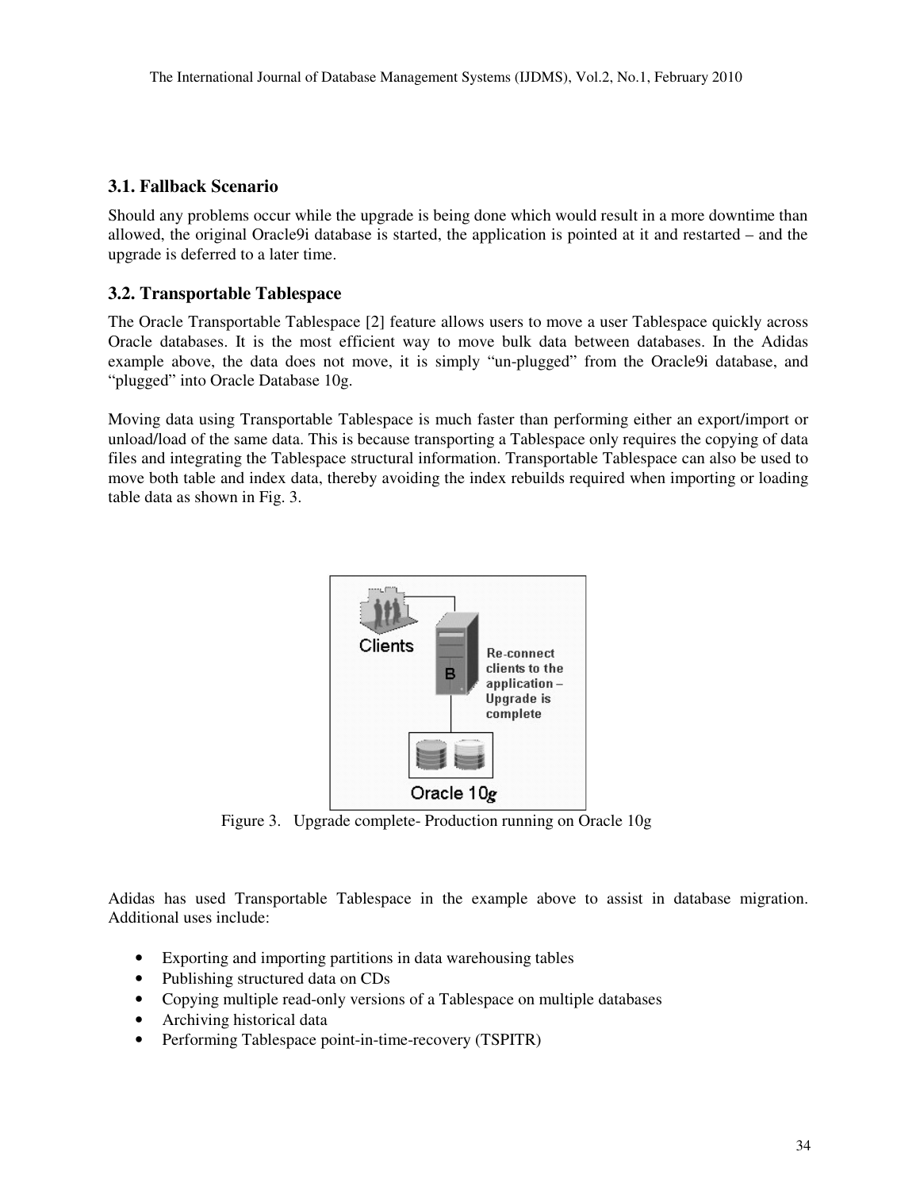### 3.1. Fallback Scenario

Should any problems occur while the upgrade is being done which would result in a more downtime than allowed, the original Oracle9i database is started, the application is pointed at it and restarted – and the upgrade is deferred to a later time.

### 3.2. Transportable Tablespace

The Oracle Transportable Tablespace [2] feature allows users to move a user Tablespace quickly across Oracle databases. It is the most efficient way to move bulk data between databases. In the Adidas example above, the data does not move, it is simply "un-plugged" from the Oracle9i database, and "plugged" into Oracle Database 10g.

Moving data using Transportable Tablespace is much faster than performing either an export/import or unload/load of the same data. This is because transporting a Tablespace only requires the copying of data files and integrating the Tablespace structural information. Transportable Tablespace can also be used to move both table and index data, thereby avoiding the index rebuilds required when importing or loading table data as shown in Fig. 3.

Figure 3. Upgrade complete- Production running on Oracle 10g

Adidas has used Transportable Tablespace in the example above to assist in database migration. Additional uses include:

- Exporting and importing partitions in data warehousing tables
- Publishing structured data on CDs
- Copying multiple read-only versions of a Tablespace on multiple databases
- Archiving historical data
- Performing Tablespace point-in-time-recovery (TSPITR)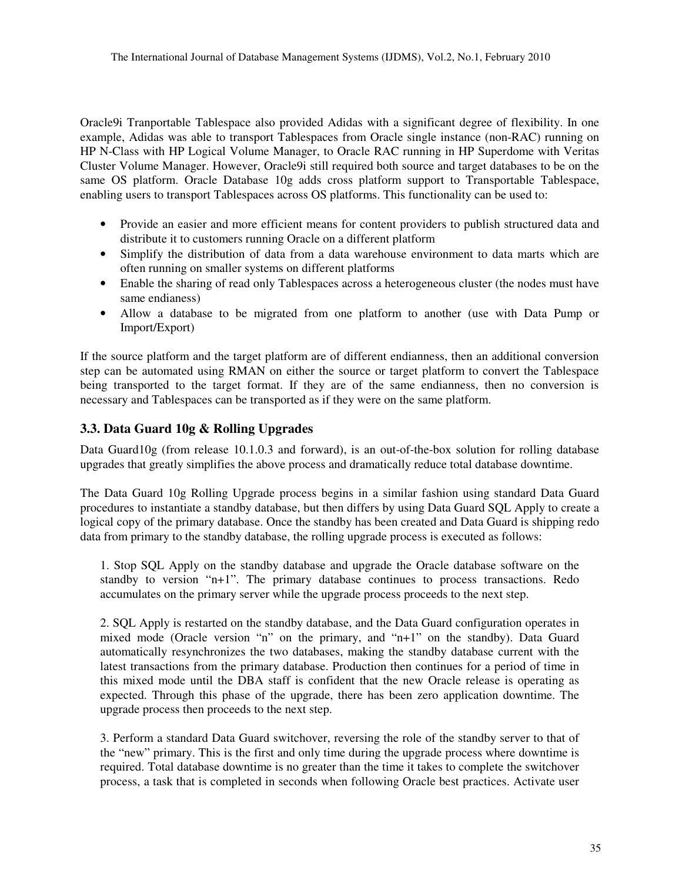Oracle9i Tranportable Tablespace also provided Adidas with a significant degree of flexibility. In one example, Adidas was able to transport Tablespaces from Oracle single instance (non-RAC) running on HP N-Class with HP Logical Volume Manager, to Oracle RAC running in HP Superdome with Veritas Cluster Volume Manager. However, Oracle9i still required both source and target databases to be on the same OS platform. Oracle Database 10g adds cross platform support to Transportable Tablespace, enabling users to transport Tablespaces across OS platforms. This functionality can be used to:

- Provide an easier and more efficient means for content providers to publish structured data and distribute it to customers running Oracle on a different platform
- Simplify the distribution of data from a data warehouse environment to data marts which are often running on smaller systems on different platforms
- Enable the sharing of read only Tablespaces across a heterogeneous cluster (the nodes must have same endianess)
- Allow a database to be migrated from one platform to another (use with Data Pump or Import/Export)

If the source platform and the target platform are of different endianness, then an additional conversion step can be automated using RMAN on either the source or target platform to convert the Tablespace being transported to the target format. If they are of the same endianness, then no conversion is necessary and Tablespaces can be transported as if they were on the same platform.

### 3.3. Data Guard 10g & Rolling Upgrades

Data Guard10g (from release 10.1.0.3 and forward), is an out-of-the-box solution for rolling database upgrades that greatly simplifies the above process and dramatically reduce total database downtime.

The Data Guard 10g Rolling Upgrade process begins in a similar fashion using standard Data Guard procedures to instantiate a standby database, but then differs by using Data Guard SQL Apply to create a logical copy of the primary database. Once the standby has been created and Data Guard is shipping redo data from primary to the standby database, the rolling upgrade process is executed as follows:

1. Stop SQL Apply on the standby database and upgrade the Oracle database software on the standby to version "n+1". The primary database continues to process transactions. Redo accumulates on the primary server while the upgrade process proceeds to the next step.

2. SQL Apply is restarted on the standby database, and the Data Guard configuration operates in mixed mode (Oracle version "n" on the primary, and "n+1" on the standby). Data Guard automatically resynchronizes the two databases, making the standby database current with the latest transactions from the primary database. Production then continues for a period of time in this mixed mode until the DBA staff is confident that the new Oracle release is operating as expected. Through this phase of the upgrade, there has been zero application downtime. The upgrade process then proceeds to the next step.

3. Perform a standard Data Guard switchover, reversing the role of the standby server to that of the "new" primary. This is the first and only time during the upgrade process where downtime is required. Total database downtime is no greater than the time it takes to complete the switchover process, a task that is completed in seconds when following Oracle best practices. Activate user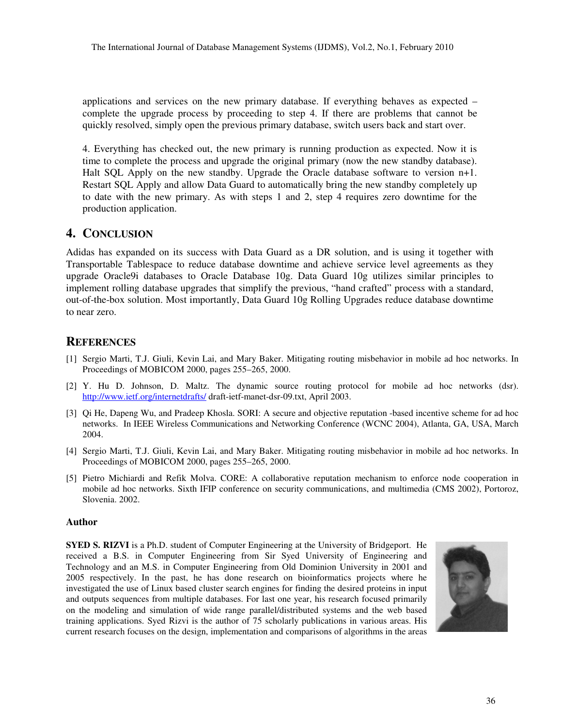applications and services on the new primary database. If everything behaves as expected – complete the upgrade process by proceeding to step 4. If there are problems that cannot be quickly resolved, simply open the previous primary database, switch users back and start over.

4. Everything has checked out, the new primary is running production as expected. Now it is time to complete the process and upgrade the original primary (now the new standby database). Halt SQL Apply on the new standby. Upgrade the Oracle database software to version n+1. Restart SQL Apply and allow Data Guard to automatically bring the new standby completely up to date with the new primary. As with steps 1 and 2, step 4 requires zero downtime for the production application.

## 4. CONCLUSION

Adidas has expanded on its success with Data Guard as a DR solution, and is using it together with Transportable Tablespace to reduce database downtime and achieve service level agreements as they upgrade Oracle9i databases to Oracle Database 10g. Data Guard 10g utilizes similar principles to implement rolling database upgrades that simplify the previous, "hand crafted" process with a standard, out-of-the-box solution. Most importantly, Data Guard 10g Rolling Upgrades reduce database downtime to near zero.

## REFERENCES

[1] Sergio Marti, T.J. Giuli, Kevin Lai, and Mary Baker. Mitigating routing misbehavior in mobile ad hoc networks. In Proceedings of MOBICOM 2000, pages 255–265, 2000.

[2] Y. Hu D. Johnson, D. Maltz. The dynamic source routing protocol for mobile ad hoc networks (dsr). http://www.ietf.org/internetdrafts/ draft-ietf-manet-dsr-09.txt, April 2003.

[3] Qi He, Dapeng Wu, and Pradeep Khosla. SORI: A secure and objective reputation -based incentive scheme for ad hoc networks. In IEEE Wireless Communications and Networking Conference (WCNC 2004), Atlanta, GA, USA, March 2004.

[4] Sergio Marti, T.J. Giuli, Kevin Lai, and Mary Baker. Mitigating routing misbehavior in mobile ad hoc networks. In Proceedings of MOBICOM 2000, pages 255–265, 2000.

[5] Pietro Michiardi and Refik Molva. CORE: A collaborative reputation mechanism to enforce node cooperation in mobile ad hoc networks. Sixth IFIP conference on security communications, and multimedia (CMS 2002), Portoroz, Slovenia. 2002.

### Author

**SYED S. RIZVI** is a Ph.D. student of Computer Engineering at the University of Bridgeport. He received a B.S. in Computer Engineering from Sir Syed University of Engineering and Technology and an M.S. in Computer Engineering from Old Dominion University in 2001 and 2005 respectively. In the past, he has done research on bioinformatics projects where he investigated the use of Linux based cluster search engines for finding the desired proteins in input and outputs sequences from multiple databases. For last one year, his research focused primarily on the modeling and simulation of wide range parallel/distributed systems and the web based training applications. Syed Rizvi is the author of 75 scholarly publications in various areas. His current research focuses on the design, implementation and comparisons of algorithms in the areas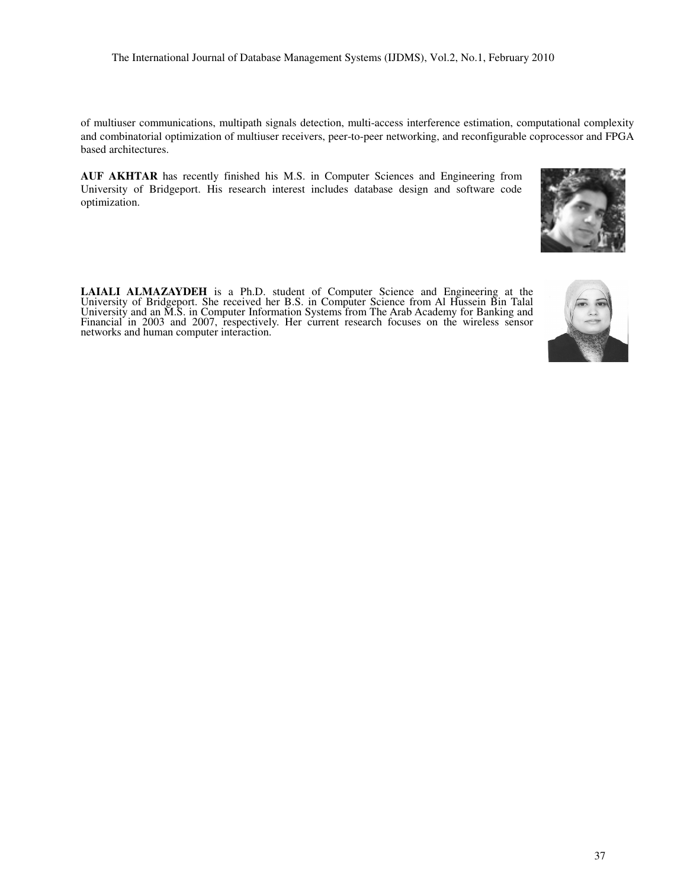of multiuser communications, multipath signals detection, multi-access interference estimation, computational complexity and combinatorial optimization of multiuser receivers, peer-to-peer networking, and reconfigurable coprocessor and FPGA based architectures.

**AUF AKHTAR** has recently finished his M.S. in Computer Sciences and Engineering from University of Bridgeport. His research interest includes database design and software code optimization.

**LAIALI ALMAZAYDEH** is a Ph.D. student of Computer Science and Engineering at the University of Bridgeport. She received her B.S. in Computer Science from Al Hussein Bin Talal University and an M.S. in Computer Information Systems from The Arab Academy for Banking and Financial in 2003 and 2007, respectively. Her current research focuses on the wireless sensor networks and human computer interaction.